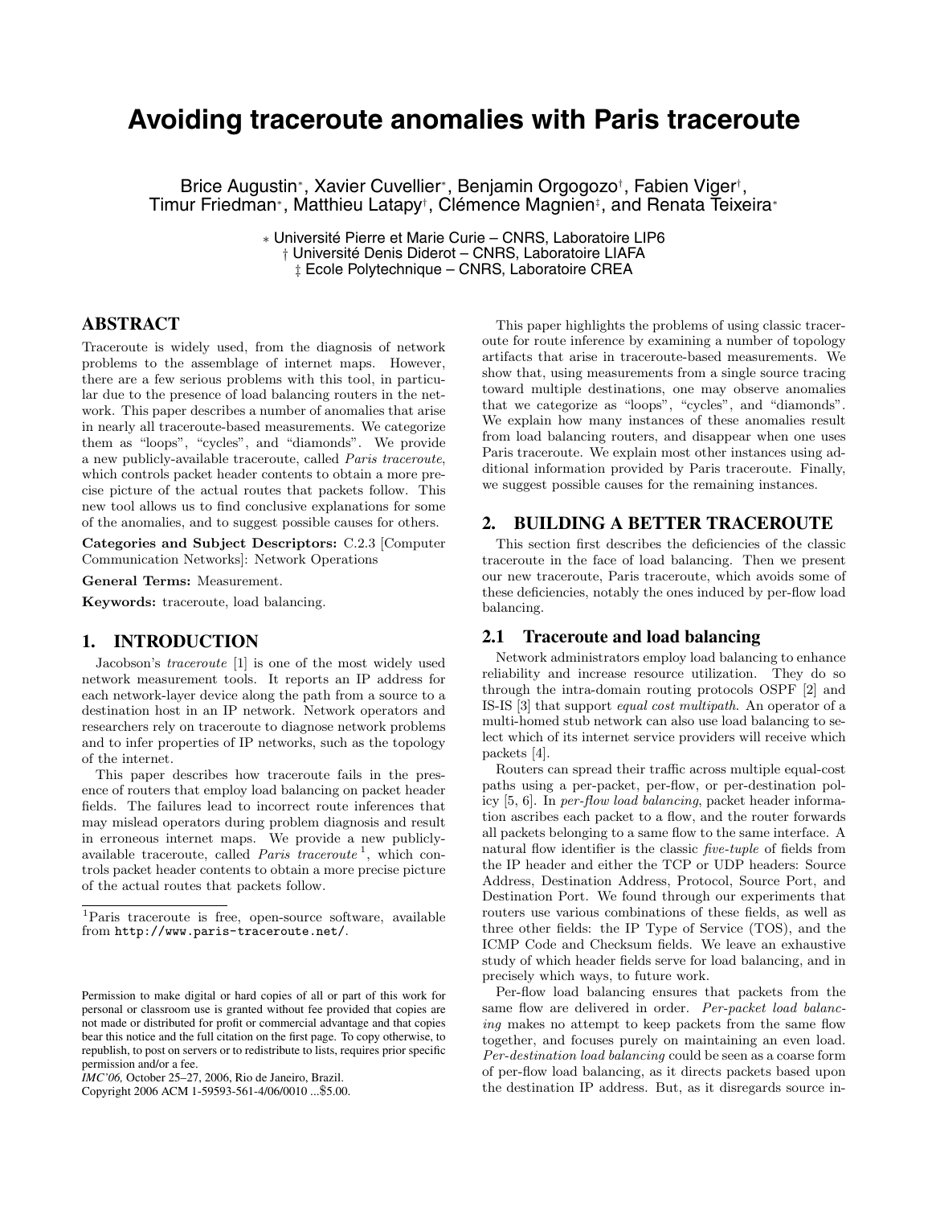# Avoiding traceroute anomalies with Paris traceroute

Brice Augustin*, Xavier Cuvellier*, Benjamin Orgogozo†, Fabien Viger†, Timur Friedman*, Matthieu Latapy†, Clémence Magnien‡, and Renata Teixeira*

\* Université Pierre et Marie Curie – CNRS, Laboratoire LIP6
† Université Denis Diderot – CNRS, Laboratoire LIAFA
‡ Ecole Polytechnique – CNRS, Laboratoire CREA

## ABSTRACT

Traceroute is widely used, from the diagnosis of network problems to the assemblage of internet maps. However, there are a few serious problems with this tool, in particular due to the presence of load balancing routers in the network. This paper describes a number of anomalies that arise in nearly all traceroute-based measurements. We categorize them as "loops", "cycles", and "diamonds". We provide a new publicly-available traceroute, called *Paris traceroute*, which controls packet header contents to obtain a more precise picture of the actual routes that packets follow. This new tool allows us to find conclusive explanations for some of the anomalies, and to suggest possible causes for others.

**Categories and Subject Descriptors:** C.2.3 [Computer Communication Networks]: Network Operations

**General Terms:** Measurement.

**Keywords:** traceroute, load balancing.

## 1. INTRODUCTION

Jacobson's *traceroute* [1] is one of the most widely used network measurement tools. It reports an IP address for each network-layer device along the path from a source to a destination host in an IP network. Network operators and researchers rely on traceroute to diagnose network problems and to infer properties of IP networks, such as the topology of the internet.

This paper describes how traceroute fails in the presence of routers that employ load balancing on packet header fields. The failures lead to incorrect route inferences that may mislead operators during problem diagnosis and result in erroneous internet maps. We provide a new publicly-available traceroute, called *Paris traceroute* [1], which controls packet header contents to obtain a more precise picture of the actual routes that packets follow.

[1]Paris traceroute is free, open-source software, available from `http://www.paris-traceroute.net/`.

Permission to make digital or hard copies of all or part of this work for personal or classroom use is granted without fee provided that copies are not made or distributed for profit or commercial advantage and that copies bear this notice and the full citation on the first page. To copy otherwise, to republish, to post on servers or to redistribute to lists, requires prior specific permission and/or a fee.
*IMC'06,* October 25–27, 2006, Rio de Janeiro, Brazil.
Copyright 2006 ACM 1-59593-561-4/06/0010 ...$5.00.

This paper highlights the problems of using classic traceroute for route inference by examining a number of topology artifacts that arise in traceroute-based measurements. We show that, using measurements from a single source tracing toward multiple destinations, one may observe anomalies that we categorize as "loops", "cycles", and "diamonds". We explain how many instances of these anomalies result from load balancing routers, and disappear when one uses Paris traceroute. We explain most other instances using additional information provided by Paris traceroute. Finally, we suggest possible causes for the remaining instances.

## 2. BUILDING A BETTER TRACEROUTE

This section first describes the deficiencies of the classic traceroute in the face of load balancing. Then we present our new traceroute, Paris traceroute, which avoids some of these deficiencies, notably the ones induced by per-flow load balancing.

### 2.1 Traceroute and load balancing

Network administrators employ load balancing to enhance reliability and increase resource utilization. They do so through the intra-domain routing protocols OSPF [2] and IS-IS [3] that support *equal cost multipath*. An operator of a multi-homed stub network can also use load balancing to select which of its internet service providers will receive which packets [4].

Routers can spread their traffic across multiple equal-cost paths using a per-packet, per-flow, or per-destination policy [5, 6]. In *per-flow load balancing*, packet header information ascribes each packet to a flow, and the router forwards all packets belonging to a same flow to the same interface. A natural flow identifier is the classic *five-tuple* of fields from the IP header and either the TCP or UDP headers: Source Address, Destination Address, Protocol, Source Port, and Destination Port. We found through our experiments that routers use various combinations of these fields, as well as three other fields: the IP Type of Service (TOS), and the ICMP Code and Checksum fields. We leave an exhaustive study of which header fields serve for load balancing, and in precisely which ways, to future work.

Per-flow load balancing ensures that packets from the same flow are delivered in order. *Per-packet load balancing* makes no attempt to keep packets from the same flow together, and focuses purely on maintaining an even load. *Per-destination load balancing* could be seen as a coarse form of per-flow load balancing, as it directs packets based upon the destination IP address. But, as it disregards source in-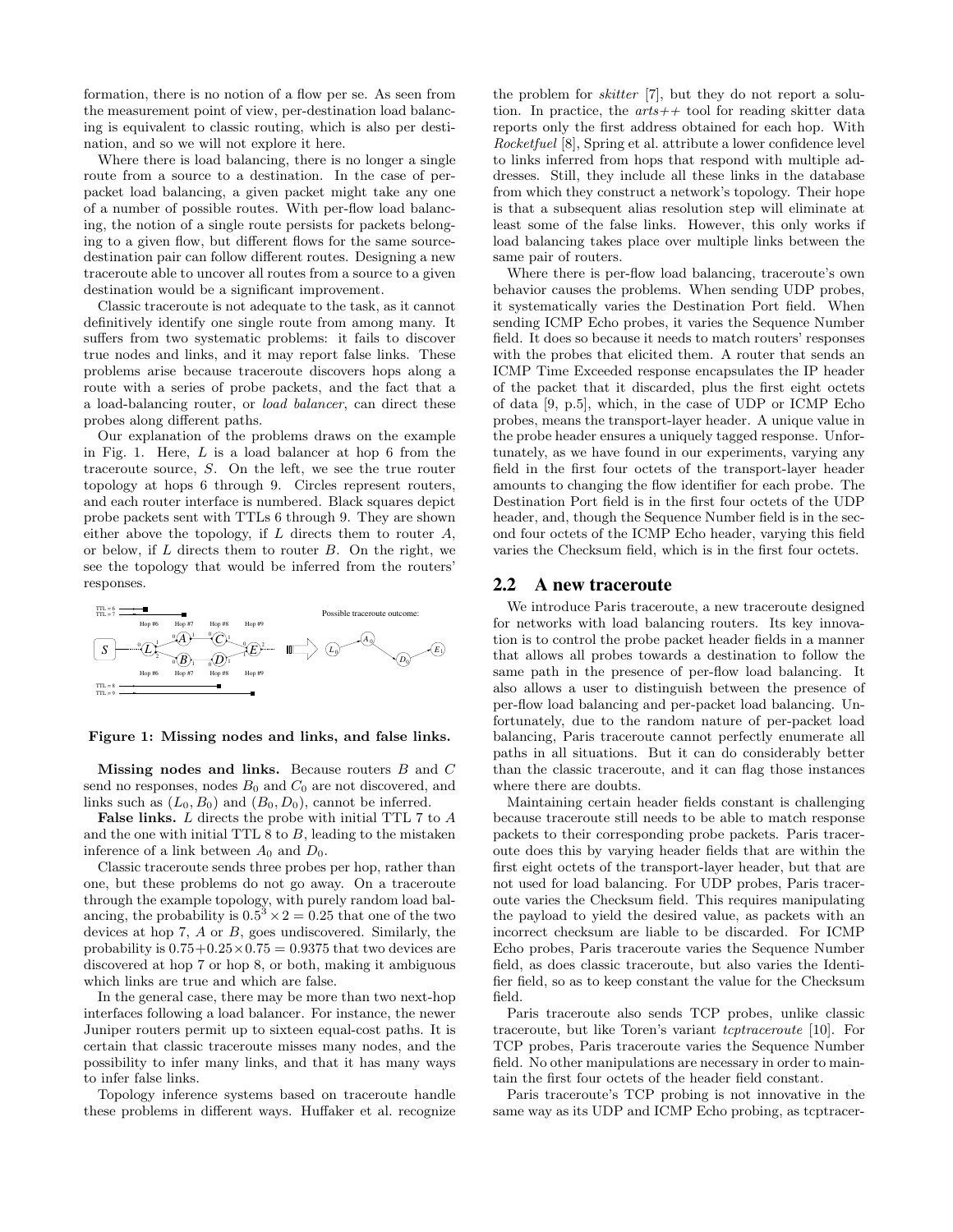formation, there is no notion of a flow per se. As seen from the measurement point of view, per-destination load balancing is equivalent to classic routing, which is also per destination, and so we will not explore it here.

Where there is load balancing, there is no longer a single route from a source to a destination. In the case of per-packet load balancing, a given packet might take any one of a number of possible routes. With per-flow load balancing, the notion of a single route persists for packets belonging to a given flow, but different flows for the same source-destination pair can follow different routes. Designing a new traceroute able to uncover all routes from a source to a given destination would be a significant improvement.

Classic traceroute is not adequate to the task, as it cannot definitively identify one single route from among many. It suffers from two systematic problems: it fails to discover true nodes and links, and it may report false links. These problems arise because traceroute discovers hops along a route with a series of probe packets, and the fact that a load-balancing router, or *load balancer*, can direct these probes along different paths.

Our explanation of the problems draws on the example in Fig. 1. Here, $L$ is a load balancer at hop 6 from the traceroute source, $S$. On the left, we see the true router topology at hops 6 through 9. Circles represent routers, and each router interface is numbered. Black squares depict probe packets sent with TTLs 6 through 9. They are shown either above the topology, if $L$ directs them to router $A$, or below, if $L$ directs them to router $B$. On the right, we see the topology that would be inferred from the routers' responses.

**Figure 1: Missing nodes and links, and false links.**

**Missing nodes and links.** Because routers $B$ and $C$ send no responses, nodes $B_0$ and $C_0$ are not discovered, and links such as $(L_0, B_0)$ and $(B_0, D_0)$, cannot be inferred.

**False links.** $L$ directs the probe with initial TTL 7 to $A$ and the one with initial TTL 8 to $B$, leading to the mistaken inference of a link between $A_0$ and $D_0$.

Classic traceroute sends three probes per hop, rather than one, but these problems do not go away. On a traceroute through the example topology, with purely random load balancing, the probability is $0.5^3 \times 2 = 0.25$ that one of the two devices at hop 7, $A$ or $B$, goes undiscovered. Similarly, the probability is $0.75 + 0.25 \times 0.75 = 0.9375$ that two devices are discovered at hop 7 or hop 8, or both, making it ambiguous which links are true and which are false.

In the general case, there may be more than two next-hop interfaces following a load balancer. For instance, the newer Juniper routers permit up to sixteen equal-cost paths. It is certain that classic traceroute misses many nodes, and the possibility to infer many links, and that it has many ways to infer false links.

Topology inference systems based on traceroute handle these problems in different ways. Huffaker et al. recognize the problem for *skitter* [7], but they do not report a solution. In practice, the *arts++* tool for reading skitter data reports only the first address obtained for each hop. With *Rocketfuel* [8], Spring et al. attribute a lower confidence level to links inferred from hops that respond with multiple addresses. Still, they include all these links in the database from which they construct a network's topology. Their hope is that a subsequent alias resolution step will eliminate at least some of the false links. However, this only works if load balancing takes place over multiple links between the same pair of routers.

Where there is per-flow load balancing, traceroute's own behavior causes the problems. When sending UDP probes, it systematically varies the Destination Port field. When sending ICMP Echo probes, it varies the Sequence Number field. It does so because it needs to match routers' responses with the probes that elicited them. A router that sends an ICMP Time Exceeded response encapsulates the IP header of the packet that it discarded, plus the first eight octets of data [9, p.5], which, in the case of UDP or ICMP Echo probes, means the transport-layer header. A unique value in the probe header ensures a uniquely tagged response. Unfortunately, as we have found in our experiments, varying any field in the first four octets of the transport-layer header amounts to changing the flow identifier for each probe. The Destination Port field is in the first four octets of the UDP header, and, though the Sequence Number field is in the second four octets of the ICMP Echo header, varying this field varies the Checksum field, which is in the first four octets.

## 2.2 A new traceroute

We introduce Paris traceroute, a new traceroute designed for networks with load balancing routers. Its key innovation is to control the probe packet header fields in a manner that allows all probes towards a destination to follow the same path in the presence of per-flow load balancing. It also allows a user to distinguish between the presence of per-flow load balancing and per-packet load balancing. Unfortunately, due to the random nature of per-packet load balancing, Paris traceroute cannot perfectly enumerate all paths in all situations. But it can do considerably better than the classic traceroute, and it can flag those instances where there are doubts.

Maintaining certain header fields constant is challenging because traceroute still needs to be able to match response packets to their corresponding probe packets. Paris traceroute does this by varying header fields that are within the first eight octets of the transport-layer header, but that are not used for load balancing. For UDP probes, Paris traceroute varies the Checksum field. This requires manipulating the payload to yield the desired value, as packets with an incorrect checksum are liable to be discarded. For ICMP Echo probes, Paris traceroute varies the Sequence Number field, as does classic traceroute, but also varies the Identifier field, so as to keep constant the value for the Checksum field.

Paris traceroute also sends TCP probes, unlike classic traceroute, but like Toren's variant *tcptraceroute* [10]. For TCP probes, Paris traceroute varies the Sequence Number field. No other manipulations are necessary in order to maintain the first four octets of the header field constant.

Paris traceroute's TCP probing is not innovative in the same way as its UDP and ICMP Echo probing, as tcptracer-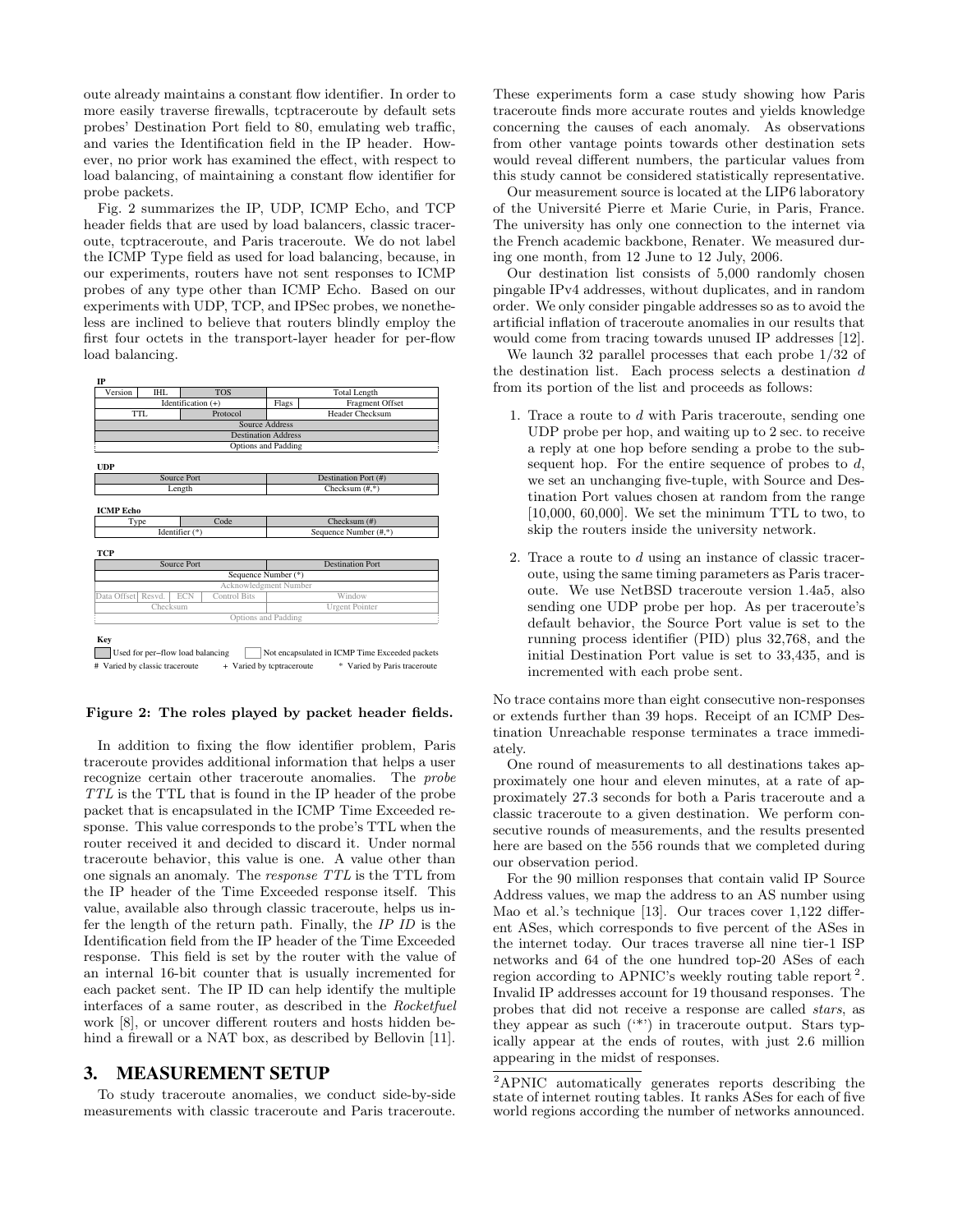oute already maintains a constant flow identifier. In order to more easily traverse firewalls, tcptraceroute by default sets probes' Destination Port field to 80, emulating web traffic, and varies the Identification field in the IP header. However, no prior work has examined the effect, with respect to load balancing, of maintaining a constant flow identifier for probe packets.

Fig. 2 summarizes the IP, UDP, ICMP Echo, and TCP header fields that are used by load balancers, classic traceroute, tcptraceroute, and Paris traceroute. We do not label the ICMP Type field as used for load balancing, because, in our experiments, routers have not sent responses to ICMP probes of any type other than ICMP Echo. Based on our experiments with UDP, TCP, and IPSec probes, we nonetheless are inclined to believe that routers blindly employ the first four octets in the transport-layer header for per-flow load balancing.

**IP**

| Version | IHL | TOS | Total Length |
|---|---|---|---|
| Identification (+) | | Flags | Fragment Offset |
| TTL | | Protocol | Header Checksum |
| Source Address | | | |
| Destination Address | | | |
| Options and Padding | | | |

**UDP**

| Source Port | Destination Port (#) |
|---|---|
| Length | Checksum (#,*) |

**ICMP Echo**

| Type | Code | Checksum (#) |
|---|---|---|
| Identifier (*) | | Sequence Number (#,*) |

**TCP**

| Source Port | | | | Destination Port |
|---|---|---|---|---|
| Sequence Number (*) | | | | |
| Acknowledgment Number | | | | |
| Data Offset | Resvd. | ECN | Control Bits | Window |
| Checksum | | | | Urgent Pointer |
| Options and Padding | | | | |

**Key**

Used for per–flow load balancing — Not encapsulated in ICMP Time Exceeded packets

\# Varied by classic traceroute — + Varied by tcptraceroute — * Varied by Paris traceroute

**Figure 2: The roles played by packet header fields.**

In addition to fixing the flow identifier problem, Paris traceroute provides additional information that helps a user recognize certain other traceroute anomalies. The *probe TTL* is the TTL that is found in the IP header of the probe packet that is encapsulated in the ICMP Time Exceeded response. This value corresponds to the probe's TTL when the router received it and decided to discard it. Under normal traceroute behavior, this value is one. A value other than one signals an anomaly. The *response TTL* is the TTL from the IP header of the Time Exceeded response itself. This value, available also through classic traceroute, helps us infer the length of the return path. Finally, the *IP ID* is the Identification field from the IP header of the Time Exceeded response. This field is set by the router with the value of an internal 16-bit counter that is usually incremented for each packet sent. The IP ID can help identify the multiple interfaces of a same router, as described in the *Rocketfuel* work [8], or uncover different routers and hosts hidden behind a firewall or a NAT box, as described by Bellovin [11].

## 3. MEASUREMENT SETUP

To study traceroute anomalies, we conduct side-by-side measurements with classic traceroute and Paris traceroute. These experiments form a case study showing how Paris traceroute finds more accurate routes and yields knowledge concerning the causes of each anomaly. As observations from other vantage points towards other destination sets would reveal different numbers, the particular values from this study cannot be considered statistically representative.

Our measurement source is located at the LIP6 laboratory of the Université Pierre et Marie Curie, in Paris, France. The university has only one connection to the internet via the French academic backbone, Renater. We measured during one month, from 12 June to 12 July, 2006.

Our destination list consists of 5,000 randomly chosen pingable IPv4 addresses, without duplicates, and in random order. We only consider pingable addresses so as to avoid the artificial inflation of traceroute anomalies in our results that would come from tracing towards unused IP addresses [12].

We launch 32 parallel processes that each probe 1/32 of the destination list. Each process selects a destination $d$ from its portion of the list and proceeds as follows:

1. Trace a route to $d$ with Paris traceroute, sending one UDP probe per hop, and waiting up to 2 sec. to receive a reply at one hop before sending a probe to the subsequent hop. For the entire sequence of probes to $d$, we set an unchanging five-tuple, with Source and Destination Port values chosen at random from the range [10,000, 60,000]. We set the minimum TTL to two, to skip the routers inside the university network.
2. Trace a route to $d$ using an instance of classic traceroute, using the same timing parameters as Paris traceroute. We use NetBSD traceroute version 1.4a5, also sending one UDP probe per hop. As per traceroute's default behavior, the Source Port value is set to the running process identifier (PID) plus 32,768, and the initial Destination Port value is set to 33,435, and is incremented with each probe sent.

No trace contains more than eight consecutive non-responses or extends further than 39 hops. Receipt of an ICMP Destination Unreachable response terminates a trace immediately.

One round of measurements to all destinations takes approximately one hour and eleven minutes, at a rate of approximately 27.3 seconds for both a Paris traceroute and a classic traceroute to a given destination. We perform consecutive rounds of measurements, and the results presented here are based on the 556 rounds that we completed during our observation period.

For the 90 million responses that contain valid IP Source Address values, we map the address to an AS number using Mao et al.'s technique [13]. Our traces cover 1,122 different ASes, which corresponds to five percent of the ASes in the internet today. Our traces traverse all nine tier-1 ISP networks and 64 of the one hundred top-20 ASes of each region according to APNIC's weekly routing table report [2]. Invalid IP addresses account for 19 thousand responses. The probes that did not receive a response are called *stars*, as they appear as such ('*') in traceroute output. Stars typically appear at the ends of routes, with just 2.6 million appearing in the midst of responses.

[2] APNIC automatically generates reports describing the state of internet routing tables. It ranks ASes for each of five world regions according the number of networks announced.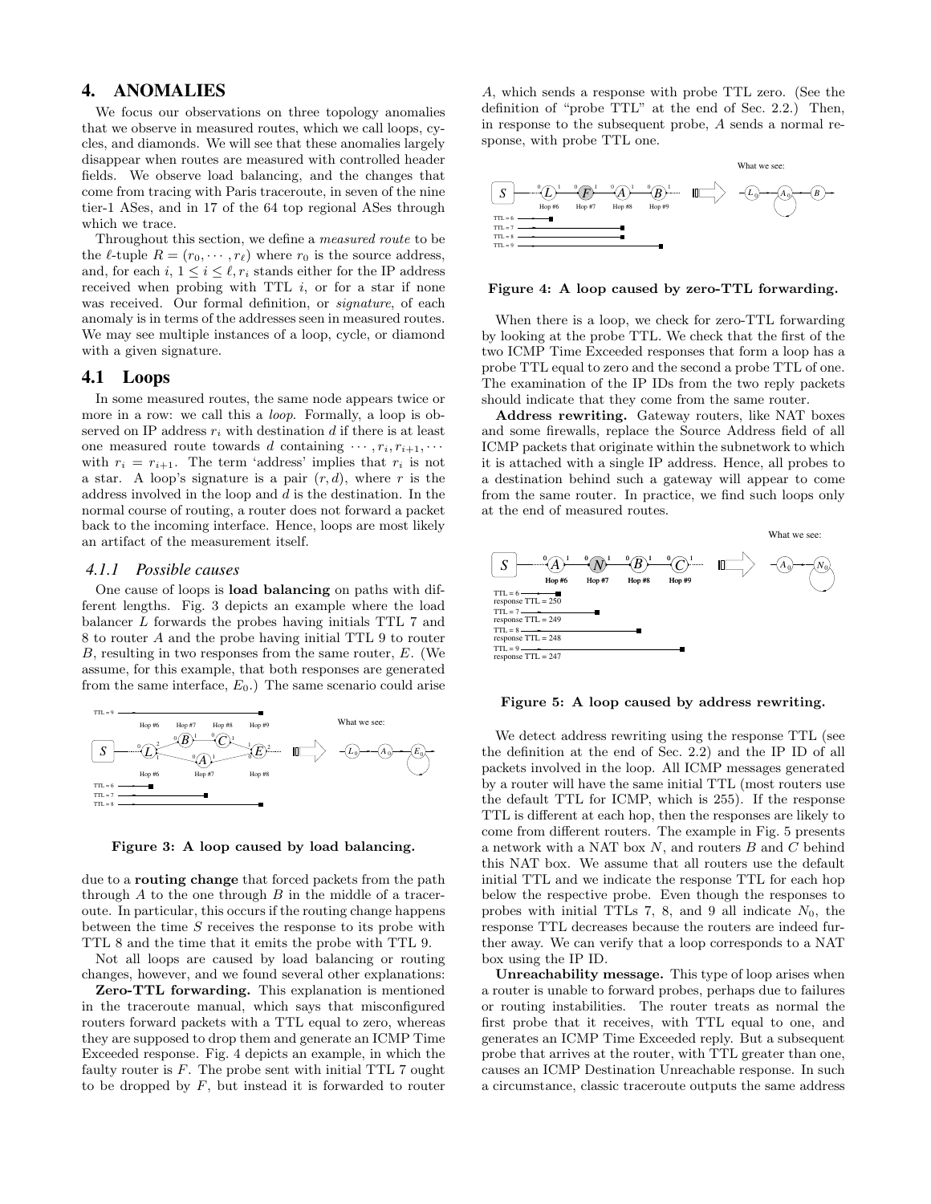# 4. ANOMALIES

We focus our observations on three topology anomalies that we observe in measured routes, which we call loops, cycles, and diamonds. We will see that these anomalies largely disappear when routes are measured with controlled header fields. We observe load balancing, and the changes that come from tracing with Paris traceroute, in seven of the nine tier-1 ASes, and in 17 of the 64 top regional ASes through which we trace.

Throughout this section, we define a *measured route* to be the $\ell$-tuple $R = (r_0, \cdots, r_\ell)$ where $r_0$ is the source address, and, for each $i$, $1 \leq i \leq \ell$, $r_i$ stands either for the IP address received when probing with TTL $i$, or for a star if none was received. Our formal definition, or *signature*, of each anomaly is in terms of the addresses seen in measured routes. We may see multiple instances of a loop, cycle, or diamond with a given signature.

## 4.1 Loops

In some measured routes, the same node appears twice or more in a row: we call this a *loop*. Formally, a loop is observed on IP address $r_i$ with destination $d$ if there is at least one measured route towards $d$ containing $\cdots, r_i, r_{i+1}, \cdots$ with $r_i = r_{i+1}$. The term 'address' implies that $r_i$ is not a star. A loop's signature is a pair $(r, d)$, where $r$ is the address involved in the loop and $d$ is the destination. In the normal course of routing, a router does not forward a packet back to the incoming interface. Hence, loops are most likely an artifact of the measurement itself.

### 4.1.1 Possible causes

One cause of loops is **load balancing** on paths with different lengths. Fig. 3 depicts an example where the load balancer $L$ forwards the probes having initials TTL 7 and 8 to router $A$ and the probe having initial TTL 9 to router $B$, resulting in two responses from the same router, $E$. (We assume, for this example, that both responses are generated from the same interface, $E_0$.) The same scenario could arise due to a **routing change** that forced packets from the path through $A$ to the one through $B$ in the middle of a traceroute. In particular, this occurs if the routing change happens between the time $S$ receives the response to its probe with TTL 8 and the time that it emits the probe with TTL 9.

**Figure 3: A loop caused by load balancing.**

Not all loops are caused by load balancing or routing changes, however, and we found several other explanations:

**Zero-TTL forwarding.** This explanation is mentioned in the traceroute manual, which says that misconfigured routers forward packets with a TTL equal to zero, whereas they are supposed to drop them and generate an ICMP Time Exceeded response. Fig. 4 depicts an example, in which the faulty router is $F$. The probe sent with initial TTL 7 ought to be dropped by $F$, but instead it is forwarded to router $A$, which sends a response with probe TTL zero. (See the definition of "probe TTL" at the end of Sec. 2.2.) Then, in response to the subsequent probe, $A$ sends a normal response, with probe TTL one.

**Figure 4: A loop caused by zero-TTL forwarding.**

When there is a loop, we check for zero-TTL forwarding by looking at the probe TTL. We check that the first of the two ICMP Time Exceeded responses that form a loop has a probe TTL equal to zero and the second a probe TTL of one. The examination of the IP IDs from the two reply packets should indicate that they come from the same router.

**Address rewriting.** Gateway routers, like NAT boxes and some firewalls, replace the Source Address field of all ICMP packets that originate within the subnetwork to which it is attached with a single IP address. Hence, all probes to a destination behind such a gateway will appear to come from the same router. In practice, we find such loops only at the end of measured routes.

**Figure 5: A loop caused by address rewriting.**

We detect address rewriting using the response TTL (see the definition at the end of Sec. 2.2) and the IP ID of all packets involved in the loop. All ICMP messages generated by a router will have the same initial TTL (most routers use the default TTL for ICMP, which is 255). If the response TTL is different at each hop, then the responses are likely to come from different routers. The example in Fig. 5 presents a network with a NAT box $N$, and routers $B$ and $C$ behind this NAT box. We assume that all routers use the default initial TTL and we indicate the response TTL for each hop below the respective probe. Even though the responses to probes with initial TTLs 7, 8, and 9 all indicate $N_0$, the response TTL decreases because the routers are indeed further away. We can verify that a loop corresponds to a NAT box using the IP ID.

**Unreachability message.** This type of loop arises when a router is unable to forward probes, perhaps due to failures or routing instabilities. The router treats as normal the first probe that it receives, with TTL equal to one, and generates an ICMP Time Exceeded reply. But a subsequent probe that arrives at the router, with TTL greater than one, causes an ICMP Destination Unreachable response. In such a circumstance, classic traceroute outputs the same address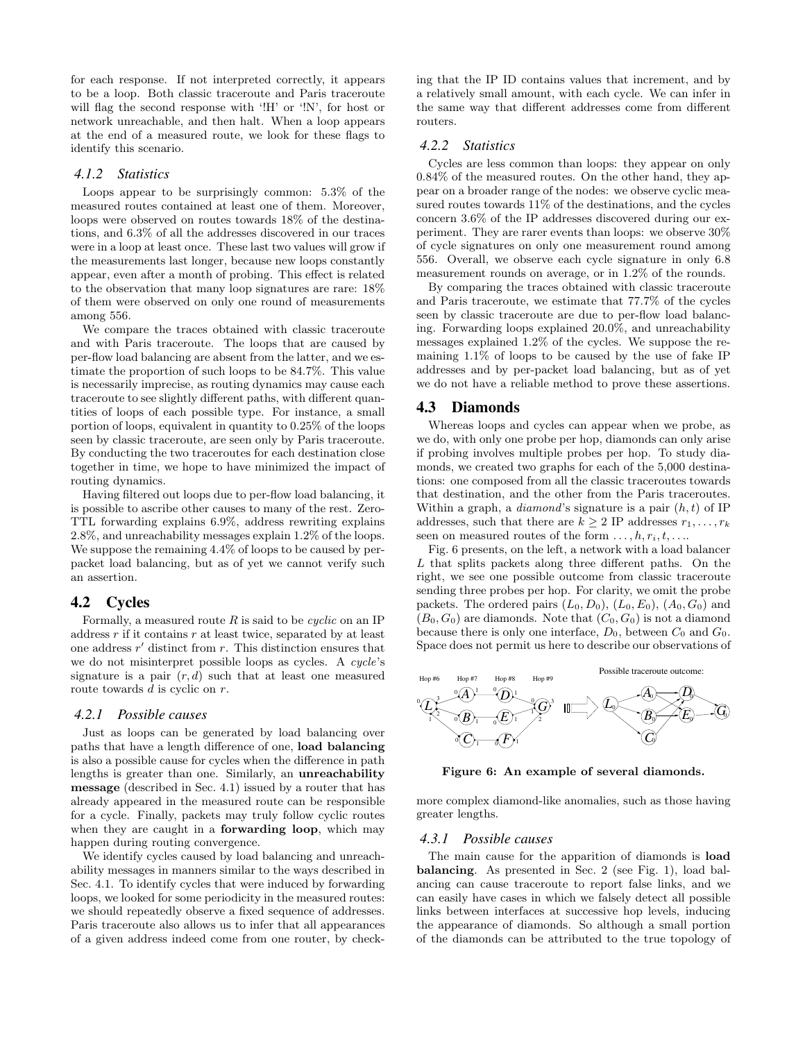for each response. If not interpreted correctly, it appears to be a loop. Both classic traceroute and Paris traceroute will flag the second response with '!H' or '!N', for host or network unreachable, and then halt. When a loop appears at the end of a measured route, we look for these flags to identify this scenario.

#### 4.1.2 Statistics

Loops appear to be surprisingly common: 5.3% of the measured routes contained at least one of them. Moreover, loops were observed on routes towards 18% of the destinations, and 6.3% of all the addresses discovered in our traces were in a loop at least once. These last two values will grow if the measurements last longer, because new loops constantly appear, even after a month of probing. This effect is related to the observation that many loop signatures are rare: 18% of them were observed on only one round of measurements among 556.

We compare the traces obtained with classic traceroute and with Paris traceroute. The loops that are caused by per-flow load balancing are absent from the latter, and we estimate the proportion of such loops to be 84.7%. This value is necessarily imprecise, as routing dynamics may cause each traceroute to see slightly different paths, with different quantities of loops of each possible type. For instance, a small portion of loops, equivalent in quantity to 0.25% of the loops seen by classic traceroute, are seen only by Paris traceroute. By conducting the two traceroutes for each destination close together in time, we hope to have minimized the impact of routing dynamics.

Having filtered out loops due to per-flow load balancing, it is possible to ascribe other causes to many of the rest. Zero-TTL forwarding explains 6.9%, address rewriting explains 2.8%, and unreachability messages explain 1.2% of the loops. We suppose the remaining 4.4% of loops to be caused by per-packet load balancing, but as of yet we cannot verify such an assertion.

### 4.2 Cycles

Formally, a measured route $R$ is said to be *cyclic* on an IP address $r$ if it contains $r$ at least twice, separated by at least one address $r'$ distinct from $r$. This distinction ensures that we do not misinterpret possible loops as cycles. A *cycle*'s signature is a pair $(r, d)$ such that at least one measured route towards $d$ is cyclic on $r$.

#### 4.2.1 Possible causes

Just as loops can be generated by load balancing over paths that have a length difference of one, **load balancing** is also a possible cause for cycles when the difference in path lengths is greater than one. Similarly, an **unreachability message** (described in Sec. 4.1) issued by a router that has already appeared in the measured route can be responsible for a cycle. Finally, packets may truly follow cyclic routes when they are caught in a **forwarding loop**, which may happen during routing convergence.

We identify cycles caused by load balancing and unreachability messages in manners similar to the ways described in Sec. 4.1. To identify cycles that were induced by forwarding loops, we looked for some periodicity in the measured routes: we should repeatedly observe a fixed sequence of addresses. Paris traceroute also allows us to infer that all appearances of a given address indeed come from one router, by checking that the IP ID contains values that increment, and by a relatively small amount, with each cycle. We can infer in the same way that different addresses come from different routers.

#### 4.2.2 Statistics

Cycles are less common than loops: they appear on only 0.84% of the measured routes. On the other hand, they appear on a broader range of the nodes: we observe cyclic measured routes towards 11% of the destinations, and the cycles concern 3.6% of the IP addresses discovered during our experiment. They are rarer events than loops: we observe 30% of cycle signatures on only one measurement round among 556. Overall, we observe each cycle signature in only 6.8 measurement rounds on average, or in 1.2% of the rounds.

By comparing the traces obtained with classic traceroute and Paris traceroute, we estimate that 77.7% of the cycles seen by classic traceroute are due to per-flow load balancing. Forwarding loops explained 20.0%, and unreachability messages explained 1.2% of the cycles. We suppose the remaining 1.1% of loops to be caused by the use of fake IP addresses and by per-packet load balancing, but as of yet we do not have a reliable method to prove these assertions.

### 4.3 Diamonds

Whereas loops and cycles can appear when we probe, as we do, with only one probe per hop, diamonds can only arise if probing involves multiple probes per hop. To study diamonds, we created two graphs for each of the 5,000 destinations: one composed from all the classic traceroutes towards that destination, and the other from the Paris traceroutes. Within a graph, a *diamond*'s signature is a pair $(h, t)$ of IP addresses, such that there are $k \geq 2$ IP addresses $r_1, \ldots, r_k$ seen on measured routes of the form $\ldots, h, r_i, t, \ldots$.

Fig. 6 presents, on the left, a network with a load balancer $L$ that splits packets along three different paths. On the right, we see one possible outcome from classic traceroute sending three probes per hop. For clarity, we omit the probe packets. The ordered pairs $(L_0, D_0)$, $(L_0, E_0)$, $(A_0, G_0)$ and $(B_0, G_0)$ are diamonds. Note that $(C_0, G_0)$ is not a diamond because there is only one interface, $D_0$, between $C_0$ and $G_0$. Space does not permit us here to describe our observations of more complex diamond-like anomalies, such as those having greater lengths.

**Figure 6: An example of several diamonds.**

#### 4.3.1 Possible causes

The main cause for the apparition of diamonds is **load balancing**. As presented in Sec. 2 (see Fig. 1), load balancing can cause traceroute to report false links, and we can easily have cases in which we falsely detect all possible links between interfaces at successive hop levels, inducing the appearance of diamonds. So although a small portion of the diamonds can be attributed to the true topology of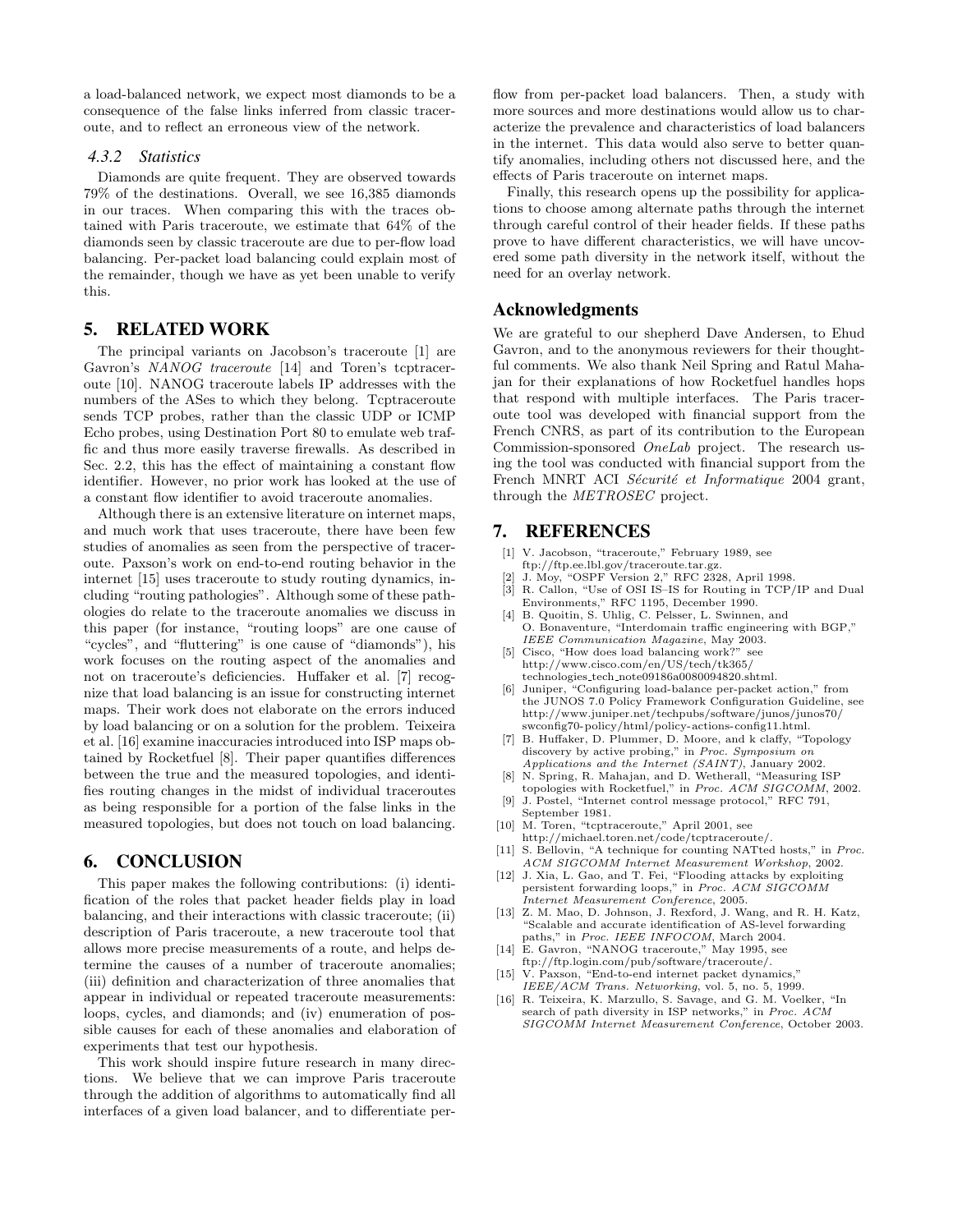a load-balanced network, we expect most diamonds to be a consequence of the false links inferred from classic traceroute, and to reflect an erroneous view of the network.

#### 4.3.2 Statistics

Diamonds are quite frequent. They are observed towards 79% of the destinations. Overall, we see 16,385 diamonds in our traces. When comparing this with the traces obtained with Paris traceroute, we estimate that 64% of the diamonds seen by classic traceroute are due to per-flow load balancing. Per-packet load balancing could explain most of the remainder, though we have as yet been unable to verify this.

## 5. RELATED WORK

The principal variants on Jacobson's traceroute [1] are Gavron's *NANOG traceroute* [14] and Toren's tcptraceroute [10]. NANOG traceroute labels IP addresses with the numbers of the ASes to which they belong. Tcptraceroute sends TCP probes, rather than the classic UDP or ICMP Echo probes, using Destination Port 80 to emulate web traffic and thus more easily traverse firewalls. As described in Sec. 2.2, this has the effect of maintaining a constant flow identifier. However, no prior work has looked at the use of a constant flow identifier to avoid traceroute anomalies.

Although there is an extensive literature on internet maps, and much work that uses traceroute, there have been few studies of anomalies as seen from the perspective of traceroute. Paxson's work on end-to-end routing behavior in the internet [15] uses traceroute to study routing dynamics, including "routing pathologies". Although some of these pathologies do relate to the traceroute anomalies we discuss in this paper (for instance, "routing loops" are one cause of "cycles", and "fluttering" is one cause of "diamonds"), his work focuses on the routing aspect of the anomalies and not on traceroute's deficiencies. Huffaker et al. [7] recognize that load balancing is an issue for constructing internet maps. Their work does not elaborate on the errors induced by load balancing or on a solution for the problem. Teixeira et al. [16] examine inaccuracies introduced into ISP maps obtained by Rocketfuel [8]. Their paper quantifies differences between the true and the measured topologies, and identifies routing changes in the midst of individual traceroutes as being responsible for a portion of the false links in the measured topologies, but does not touch on load balancing.

## 6. CONCLUSION

This paper makes the following contributions: (i) identification of the roles that packet header fields play in load balancing, and their interactions with classic traceroute; (ii) description of Paris traceroute, a new traceroute tool that allows more precise measurements of a route, and helps determine the causes of a number of traceroute anomalies; (iii) definition and characterization of three anomalies that appear in individual or repeated traceroute measurements: loops, cycles, and diamonds; and (iv) enumeration of possible causes for each of these anomalies and elaboration of experiments that test our hypothesis.

This work should inspire future research in many directions. We believe that we can improve Paris traceroute through the addition of algorithms to automatically find all interfaces of a given load balancer, and to differentiate per-flow from per-packet load balancers. Then, a study with more sources and more destinations would allow us to characterize the prevalence and characteristics of load balancers in the internet. This data would also serve to better quantify anomalies, including others not discussed here, and the effects of Paris traceroute on internet maps.

Finally, this research opens up the possibility for applications to choose among alternate paths through the internet through careful control of their header fields. If these paths prove to have different characteristics, we will have uncovered some path diversity in the network itself, without the need for an overlay network.

## Acknowledgments

We are grateful to our shepherd Dave Andersen, to Ehud Gavron, and to the anonymous reviewers for their thoughtful comments. We also thank Neil Spring and Ratul Mahajan for their explanations of how Rocketfuel handles hops that respond with multiple interfaces. The Paris traceroute tool was developed with financial support from the French CNRS, as part of its contribution to the European Commission-sponsored *OneLab* project. The research using the tool was conducted with financial support from the French MNRT ACI *Sécurité et Informatique* 2004 grant, through the *METROSEC* project.

## 7. REFERENCES

[1] V. Jacobson, "traceroute," February 1989, see ftp://ftp.ee.lbl.gov/traceroute.tar.gz.

[2] J. Moy, "OSPF Version 2," RFC 2328, April 1998.

[3] R. Callon, "Use of OSI IS–IS for Routing in TCP/IP and Dual Environments," RFC 1195, December 1990.

[4] B. Quoitin, S. Uhlig, C. Pelsser, L. Swinnen, and O. Bonaventure, "Interdomain traffic engineering with BGP," *IEEE Communication Magazine*, May 2003.

[5] Cisco, "How does load balancing work?" see http://www.cisco.com/en/US/tech/tk365/technologies_tech_note09186a0080094820.shtml.

[6] Juniper, "Configuring load-balance per-packet action," from the JUNOS 7.0 Policy Framework Configuration Guideline, see http://www.juniper.net/techpubs/software/junos/junos70/swconfig70-policy/html/policy-actions-config11.html.

[7] B. Huffaker, D. Plummer, D. Moore, and k claffy, "Topology discovery by active probing," in *Proc. Symposium on Applications and the Internet (SAINT)*, January 2002.

[8] N. Spring, R. Mahajan, and D. Wetherall, "Measuring ISP topologies with Rocketfuel," in *Proc. ACM SIGCOMM*, 2002.

[9] J. Postel, "Internet control message protocol," RFC 791, September 1981.

[10] M. Toren, "tcptraceroute," April 2001, see http://michael.toren.net/code/tcptraceroute/.

[11] S. Bellovin, "A technique for counting NATted hosts," in *Proc. ACM SIGCOMM Internet Measurement Workshop*, 2002.

[12] J. Xia, L. Gao, and T. Fei, "Flooding attacks by exploiting persistent forwarding loops," in *Proc. ACM SIGCOMM Internet Measurement Conference*, 2005.

[13] Z. M. Mao, D. Johnson, J. Rexford, J. Wang, and R. H. Katz, "Scalable and accurate identification of AS-level forwarding paths," in *Proc. IEEE INFOCOM*, March 2004.

[14] E. Gavron, "NANOG traceroute," May 1995, see ftp://ftp.login.com/pub/software/traceroute/.

[15] V. Paxson, "End-to-end internet packet dynamics," *IEEE/ACM Trans. Networking*, vol. 5, no. 5, 1999.

[16] R. Teixeira, K. Marzullo, S. Savage, and G. M. Voelker, "In search of path diversity in ISP networks," in *Proc. ACM SIGCOMM Internet Measurement Conference*, October 2003.